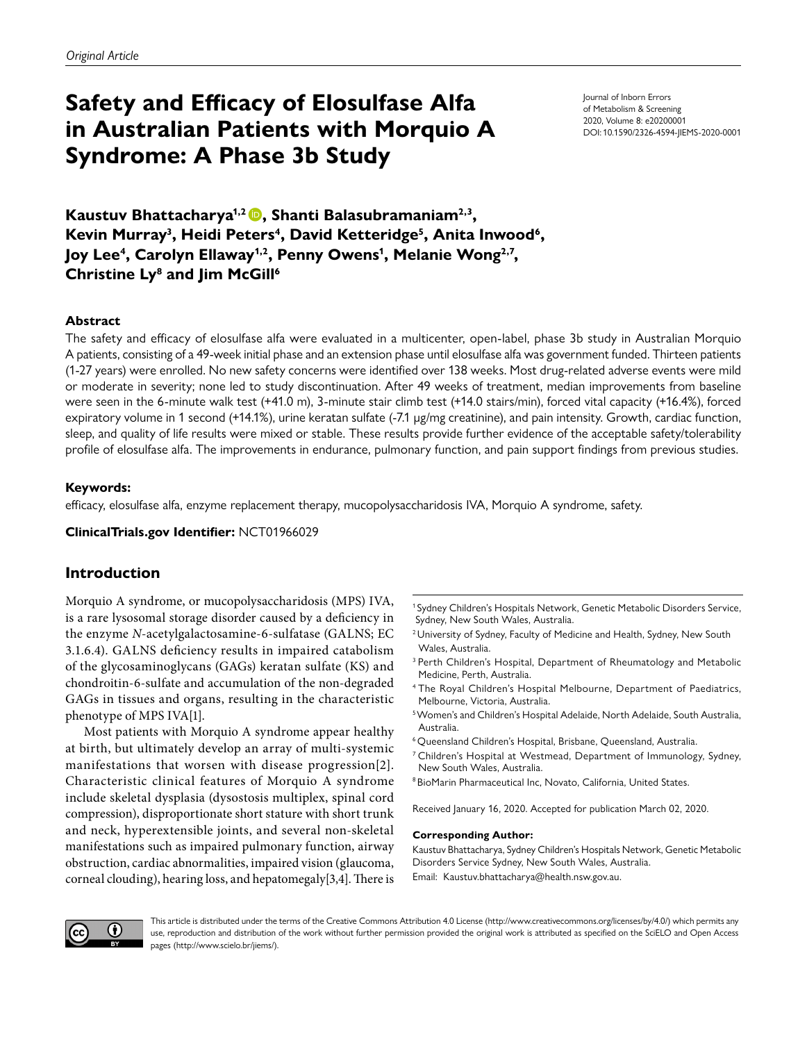*Original Article*

# Safety and Efficacy of Elosulfase Alfa in Australian Patients with Morquio A Syndrome: A Phase 3b Study

Journal of Inborn Errors of Metabolism & Screening
2020, Volume 8: e20200001
DOI: 10.1590/2326-4594-JIEMS-2020-0001

**Kaustuv Bhattacharya[1,2], Shanti Balasubramaniam[2,3], Kevin Murray[3], Heidi Peters[4], David Ketteridge[5], Anita Inwood[6], Joy Lee[4], Carolyn Ellaway[1,2], Penny Owens[1], Melanie Wong[2,7], Christine Ly[8] and Jim McGill[6]**

### Abstract

The safety and efficacy of elosulfase alfa were evaluated in a multicenter, open-label, phase 3b study in Australian Morquio A patients, consisting of a 49-week initial phase and an extension phase until elosulfase alfa was government funded. Thirteen patients (1-27 years) were enrolled. No new safety concerns were identified over 138 weeks. Most drug-related adverse events were mild or moderate in severity; none led to study discontinuation. After 49 weeks of treatment, median improvements from baseline were seen in the 6-minute walk test (+41.0 m), 3-minute stair climb test (+14.0 stairs/min), forced vital capacity (+16.4%), forced expiratory volume in 1 second (+14.1%), urine keratan sulfate (-7.1 μg/mg creatinine), and pain intensity. Growth, cardiac function, sleep, and quality of life results were mixed or stable. These results provide further evidence of the acceptable safety/tolerability profile of elosulfase alfa. The improvements in endurance, pulmonary function, and pain support findings from previous studies.

### Keywords:

efficacy, elosulfase alfa, enzyme replacement therapy, mucopolysaccharidosis IVA, Morquio A syndrome, safety.

**ClinicalTrials.gov Identifier:** NCT01966029

## Introduction

Morquio A syndrome, or mucopolysaccharidosis (MPS) IVA, is a rare lysosomal storage disorder caused by a deficiency in the enzyme *N*-acetylgalactosamine-6-sulfatase (GALNS; EC 3.1.6.4). GALNS deficiency results in impaired catabolism of the glycosaminoglycans (GAGs) keratan sulfate (KS) and chondroitin-6-sulfate and accumulation of the non-degraded GAGs in tissues and organs, resulting in the characteristic phenotype of MPS IVA[1].

Most patients with Morquio A syndrome appear healthy at birth, but ultimately develop an array of multi-systemic manifestations that worsen with disease progression[2]. Characteristic clinical features of Morquio A syndrome include skeletal dysplasia (dysostosis multiplex, spinal cord compression), disproportionate short stature with short trunk and neck, hyperextensible joints, and several non-skeletal manifestations such as impaired pulmonary function, airway obstruction, cardiac abnormalities, impaired vision (glaucoma, corneal clouding), hearing loss, and hepatomegaly[3,4]. There is

[1] Sydney Children's Hospitals Network, Genetic Metabolic Disorders Service, Sydney, New South Wales, Australia.
[2] University of Sydney, Faculty of Medicine and Health, Sydney, New South Wales, Australia.
[3] Perth Children's Hospital, Department of Rheumatology and Metabolic Medicine, Perth, Australia.
[4] The Royal Children's Hospital Melbourne, Department of Paediatrics, Melbourne, Victoria, Australia.
[5] Women's and Children's Hospital Adelaide, North Adelaide, South Australia, Australia.
[6] Queensland Children's Hospital, Brisbane, Queensland, Australia.
[7] Children's Hospital at Westmead, Department of Immunology, Sydney, New South Wales, Australia.
[8] BioMarin Pharmaceutical Inc, Novato, California, United States.

Received January 16, 2020. Accepted for publication March 02, 2020.

**Corresponding Author:**
Kaustuv Bhattacharya, Sydney Children's Hospitals Network, Genetic Metabolic Disorders Service Sydney, New South Wales, Australia.
Email: Kaustuv.bhattacharya@health.nsw.gov.au.

This article is distributed under the terms of the Creative Commons Attribution 4.0 License (http://www.creativecommons.org/licenses/by/4.0/) which permits any use, reproduction and distribution of the work without further permission provided the original work is attributed as specified on the SciELO and Open Access pages (http://www.scielo.br/jiems/).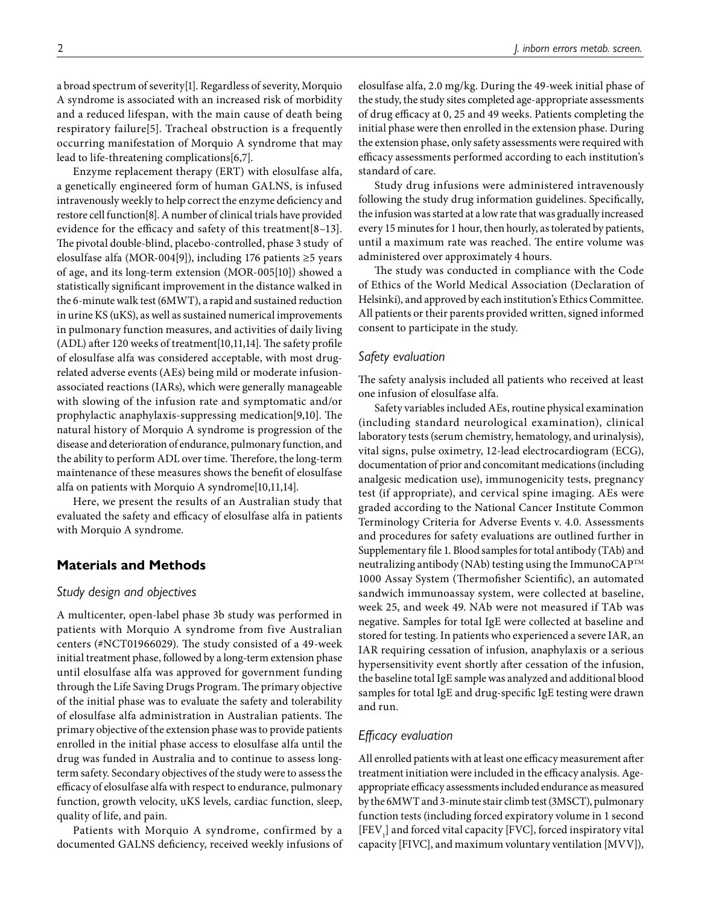a broad spectrum of severity[1]. Regardless of severity, Morquio A syndrome is associated with an increased risk of morbidity and a reduced lifespan, with the main cause of death being respiratory failure[5]. Tracheal obstruction is a frequently occurring manifestation of Morquio A syndrome that may lead to life-threatening complications[6,7].

Enzyme replacement therapy (ERT) with elosulfase alfa, a genetically engineered form of human GALNS, is infused intravenously weekly to help correct the enzyme deficiency and restore cell function[8]. A number of clinical trials have provided evidence for the efficacy and safety of this treatment[8–13]. The pivotal double-blind, placebo-controlled, phase 3 study of elosulfase alfa (MOR-004[9]), including 176 patients ≥5 years of age, and its long-term extension (MOR-005[10]) showed a statistically significant improvement in the distance walked in the 6-minute walk test (6MWT), a rapid and sustained reduction in urine KS (uKS), as well as sustained numerical improvements in pulmonary function measures, and activities of daily living (ADL) after 120 weeks of treatment[10,11,14]. The safety profile of elosulfase alfa was considered acceptable, with most drug-related adverse events (AEs) being mild or moderate infusion-associated reactions (IARs), which were generally manageable with slowing of the infusion rate and symptomatic and/or prophylactic anaphylaxis-suppressing medication[9,10]. The natural history of Morquio A syndrome is progression of the disease and deterioration of endurance, pulmonary function, and the ability to perform ADL over time. Therefore, the long-term maintenance of these measures shows the benefit of elosulfase alfa on patients with Morquio A syndrome[10,11,14].

Here, we present the results of an Australian study that evaluated the safety and efficacy of elosulfase alfa in patients with Morquio A syndrome.

## Materials and Methods

### Study design and objectives

A multicenter, open-label phase 3b study was performed in patients with Morquio A syndrome from five Australian centers (#NCT01966029). The study consisted of a 49-week initial treatment phase, followed by a long-term extension phase until elosulfase alfa was approved for government funding through the Life Saving Drugs Program. The primary objective of the initial phase was to evaluate the safety and tolerability of elosulfase alfa administration in Australian patients. The primary objective of the extension phase was to provide patients enrolled in the initial phase access to elosulfase alfa until the drug was funded in Australia and to continue to assess long-term safety. Secondary objectives of the study were to assess the efficacy of elosulfase alfa with respect to endurance, pulmonary function, growth velocity, uKS levels, cardiac function, sleep, quality of life, and pain.

Patients with Morquio A syndrome, confirmed by a documented GALNS deficiency, received weekly infusions of elosulfase alfa, 2.0 mg/kg. During the 49-week initial phase of the study, the study sites completed age-appropriate assessments of drug efficacy at 0, 25 and 49 weeks. Patients completing the initial phase were then enrolled in the extension phase. During the extension phase, only safety assessments were required with efficacy assessments performed according to each institution's standard of care.

Study drug infusions were administered intravenously following the study drug information guidelines. Specifically, the infusion was started at a low rate that was gradually increased every 15 minutes for 1 hour, then hourly, as tolerated by patients, until a maximum rate was reached. The entire volume was administered over approximately 4 hours.

The study was conducted in compliance with the Code of Ethics of the World Medical Association (Declaration of Helsinki), and approved by each institution's Ethics Committee. All patients or their parents provided written, signed informed consent to participate in the study.

### Safety evaluation

The safety analysis included all patients who received at least one infusion of elosulfase alfa.

Safety variables included AEs, routine physical examination (including standard neurological examination), clinical laboratory tests (serum chemistry, hematology, and urinalysis), vital signs, pulse oximetry, 12-lead electrocardiogram (ECG), documentation of prior and concomitant medications (including analgesic medication use), immunogenicity tests, pregnancy test (if appropriate), and cervical spine imaging. AEs were graded according to the National Cancer Institute Common Terminology Criteria for Adverse Events v. 4.0. Assessments and procedures for safety evaluations are outlined further in Supplementary file 1. Blood samples for total antibody (TAb) and neutralizing antibody (NAb) testing using the ImmunoCAP™ 1000 Assay System (Thermofisher Scientific), an automated sandwich immunoassay system, were collected at baseline, week 25, and week 49. NAb were not measured if TAb was negative. Samples for total IgE were collected at baseline and stored for testing. In patients who experienced a severe IAR, an IAR requiring cessation of infusion, anaphylaxis or a serious hypersensitivity event shortly after cessation of the infusion, the baseline total IgE sample was analyzed and additional blood samples for total IgE and drug-specific IgE testing were drawn and run.

### Efficacy evaluation

All enrolled patients with at least one efficacy measurement after treatment initiation were included in the efficacy analysis. Age-appropriate efficacy assessments included endurance as measured by the 6MWT and 3-minute stair climb test (3MSCT), pulmonary function tests (including forced expiratory volume in 1 second [$FEV_1$] and forced vital capacity [FVC], forced inspiratory vital capacity [FIVC], and maximum voluntary ventilation [MVV]),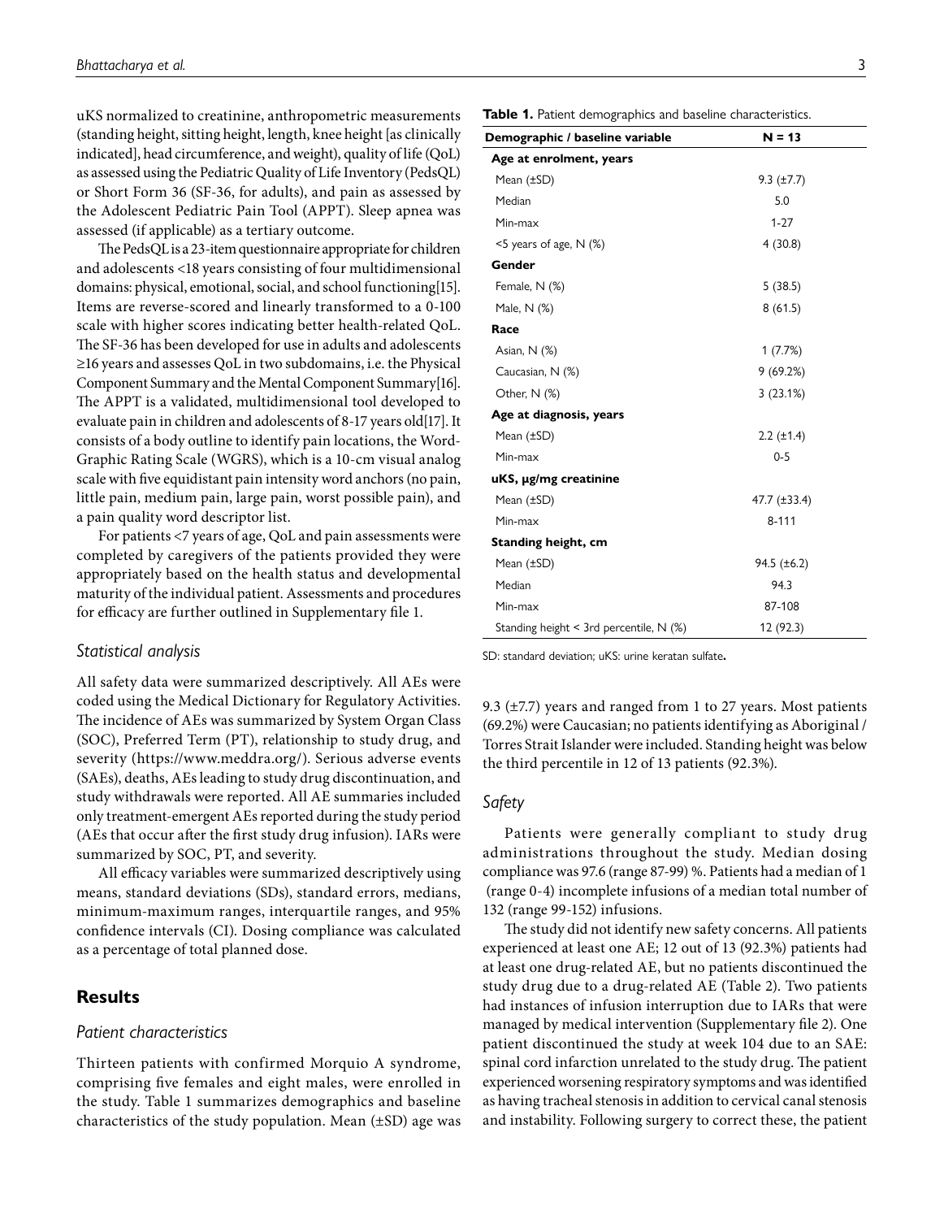uKS normalized to creatinine, anthropometric measurements (standing height, sitting height, length, knee height [as clinically indicated], head circumference, and weight), quality of life (QoL) as assessed using the Pediatric Quality of Life Inventory (PedsQL) or Short Form 36 (SF-36, for adults), and pain as assessed by the Adolescent Pediatric Pain Tool (APPT). Sleep apnea was assessed (if applicable) as a tertiary outcome.

The PedsQL is a 23-item questionnaire appropriate for children and adolescents <18 years consisting of four multidimensional domains: physical, emotional, social, and school functioning[15]. Items are reverse-scored and linearly transformed to a 0-100 scale with higher scores indicating better health-related QoL. The SF-36 has been developed for use in adults and adolescents ≥16 years and assesses QoL in two subdomains, i.e. the Physical Component Summary and the Mental Component Summary[16]. The APPT is a validated, multidimensional tool developed to evaluate pain in children and adolescents of 8-17 years old[17]. It consists of a body outline to identify pain locations, the Word-Graphic Rating Scale (WGRS), which is a 10-cm visual analog scale with five equidistant pain intensity word anchors (no pain, little pain, medium pain, large pain, worst possible pain), and a pain quality word descriptor list.

For patients <7 years of age, QoL and pain assessments were completed by caregivers of the patients provided they were appropriately based on the health status and developmental maturity of the individual patient. Assessments and procedures for efficacy are further outlined in Supplementary file 1.

### *Statistical analysis*

All safety data were summarized descriptively. All AEs were coded using the Medical Dictionary for Regulatory Activities. The incidence of AEs was summarized by System Organ Class (SOC), Preferred Term (PT), relationship to study drug, and severity (https://www.meddra.org/). Serious adverse events (SAEs), deaths, AEs leading to study drug discontinuation, and study withdrawals were reported. All AE summaries included only treatment-emergent AEs reported during the study period (AEs that occur after the first study drug infusion). IARs were summarized by SOC, PT, and severity.

All efficacy variables were summarized descriptively using means, standard deviations (SDs), standard errors, medians, minimum-maximum ranges, interquartile ranges, and 95% confidence intervals (CI). Dosing compliance was calculated as a percentage of total planned dose.

## Results

### *Patient characteristics*

Thirteen patients with confirmed Morquio A syndrome, comprising five females and eight males, were enrolled in the study. Table 1 summarizes demographics and baseline characteristics of the study population. Mean (±SD) age was 9.3 (±7.7) years and ranged from 1 to 27 years. Most patients (69.2%) were Caucasian; no patients identifying as Aboriginal / Torres Strait Islander were included. Standing height was below the third percentile in 12 of 13 patients (92.3%).

**Table 1.** Patient demographics and baseline characteristics.

| Demographic / baseline variable | N = 13 |
|---|---|
| **Age at enrolment, years** | |
| Mean (±SD) | 9.3 (±7.7) |
| Median | 5.0 |
| Min-max | 1-27 |
| <5 years of age, N (%) | 4 (30.8) |
| **Gender** | |
| Female, N (%) | 5 (38.5) |
| Male, N (%) | 8 (61.5) |
| **Race** | |
| Asian, N (%) | 1 (7.7%) |
| Caucasian, N (%) | 9 (69.2%) |
| Other, N (%) | 3 (23.1%) |
| **Age at diagnosis, years** | |
| Mean (±SD) | 2.2 (±1.4) |
| Min-max | 0-5 |
| **uKS, μg/mg creatinine** | |
| Mean (±SD) | 47.7 (±33.4) |
| Min-max | 8-111 |
| **Standing height, cm** | |
| Mean (±SD) | 94.5 (±6.2) |
| Median | 94.3 |
| Min-max | 87-108 |
| Standing height < 3rd percentile, N (%) | 12 (92.3) |

SD: standard deviation; uKS: urine keratan sulfate.

### *Safety*

Patients were generally compliant to study drug administrations throughout the study. Median dosing compliance was 97.6 (range 87-99) %. Patients had a median of 1 (range 0-4) incomplete infusions of a median total number of 132 (range 99-152) infusions.

The study did not identify new safety concerns. All patients experienced at least one AE; 12 out of 13 (92.3%) patients had at least one drug-related AE, but no patients discontinued the study drug due to a drug-related AE (Table 2). Two patients had instances of infusion interruption due to IARs that were managed by medical intervention (Supplementary file 2). One patient discontinued the study at week 104 due to an SAE: spinal cord infarction unrelated to the study drug. The patient experienced worsening respiratory symptoms and was identified as having tracheal stenosis in addition to cervical canal stenosis and instability. Following surgery to correct these, the patient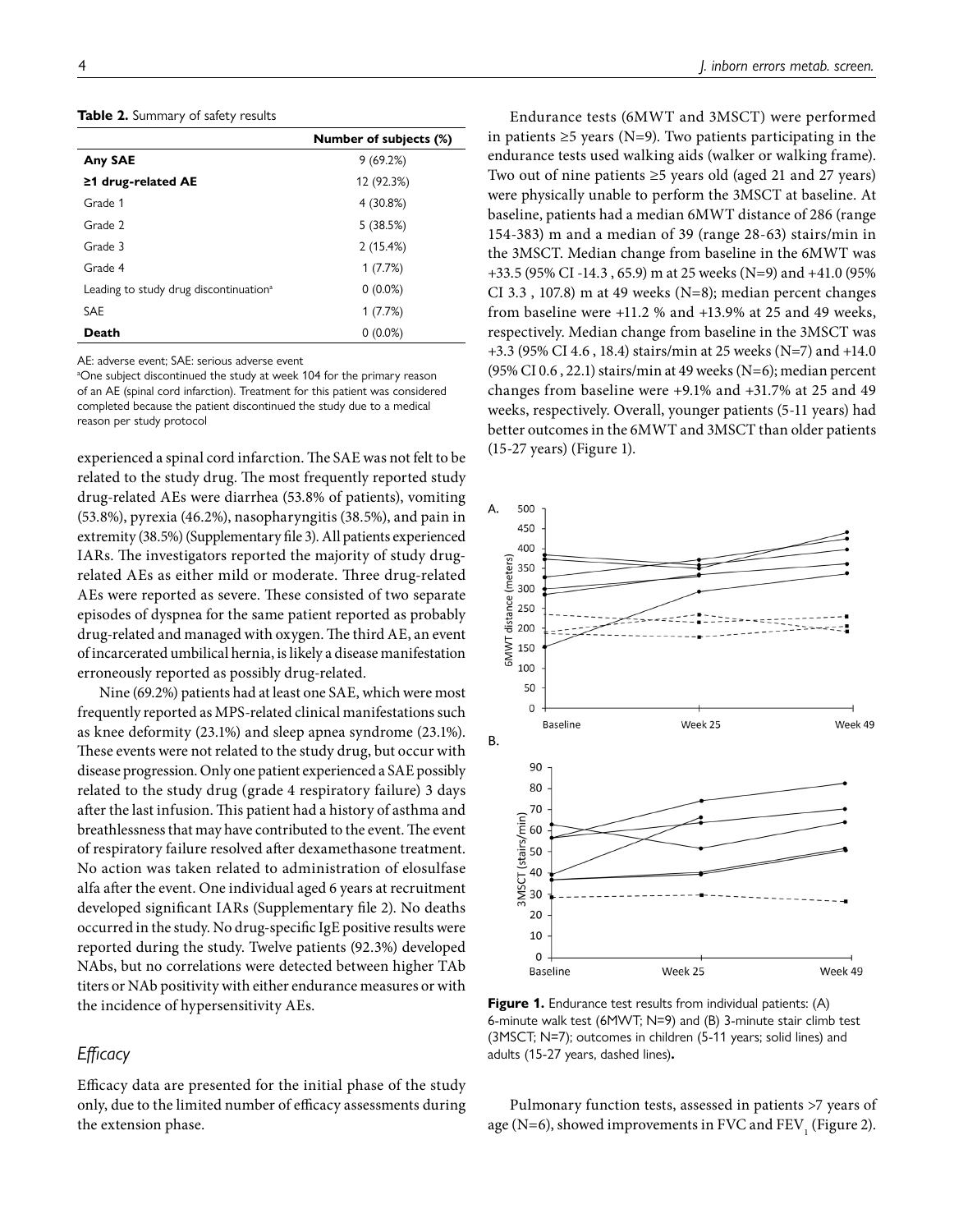**Table 2.** Summary of safety results

| | Number of subjects (%) |
|---|---|
| **Any SAE** | 9 (69.2%) |
| **≥1 drug-related AE** | 12 (92.3%) |
| Grade 1 | 4 (30.8%) |
| Grade 2 | 5 (38.5%) |
| Grade 3 | 2 (15.4%) |
| Grade 4 | 1 (7.7%) |
| Leading to study drug discontinuation[a] | 0 (0.0%) |
| SAE | 1 (7.7%) |
| **Death** | 0 (0.0%) |

AE: adverse event; SAE: serious adverse event

[a]One subject discontinued the study at week 104 for the primary reason of an AE (spinal cord infarction). Treatment for this patient was considered completed because the patient discontinued the study due to a medical reason per study protocol

experienced a spinal cord infarction. The SAE was not felt to be related to the study drug. The most frequently reported study drug-related AEs were diarrhea (53.8% of patients), vomiting (53.8%), pyrexia (46.2%), nasopharyngitis (38.5%), and pain in extremity (38.5%) (Supplementary file 3). All patients experienced IARs. The investigators reported the majority of study drug-related AEs as either mild or moderate. Three drug-related AEs were reported as severe. These consisted of two separate episodes of dyspnea for the same patient reported as probably drug-related and managed with oxygen. The third AE, an event of incarcerated umbilical hernia, is likely a disease manifestation erroneously reported as possibly drug-related.

Nine (69.2%) patients had at least one SAE, which were most frequently reported as MPS-related clinical manifestations such as knee deformity (23.1%) and sleep apnea syndrome (23.1%). These events were not related to the study drug, but occur with disease progression. Only one patient experienced a SAE possibly related to the study drug (grade 4 respiratory failure) 3 days after the last infusion. This patient had a history of asthma and breathlessness that may have contributed to the event. The event of respiratory failure resolved after dexamethasone treatment. No action was taken related to administration of elosulfase alfa after the event. One individual aged 6 years at recruitment developed significant IARs (Supplementary file 2). No deaths occurred in the study. No drug-specific IgE positive results were reported during the study. Twelve patients (92.3%) developed NAbs, but no correlations were detected between higher TAb titers or NAb positivity with either endurance measures or with the incidence of hypersensitivity AEs.

## *Efficacy*

Efficacy data are presented for the initial phase of the study only, due to the limited number of efficacy assessments during the extension phase.

Endurance tests (6MWT and 3MSCT) were performed in patients ≥5 years (N=9). Two patients participating in the endurance tests used walking aids (walker or walking frame). Two out of nine patients ≥5 years old (aged 21 and 27 years) were physically unable to perform the 3MSCT at baseline. At baseline, patients had a median 6MWT distance of 286 (range 154-383) m and a median of 39 (range 28-63) stairs/min in the 3MSCT. Median change from baseline in the 6MWT was +33.5 (95% CI -14.3 , 65.9) m at 25 weeks (N=9) and +41.0 (95% CI 3.3 , 107.8) m at 49 weeks (N=8); median percent changes from baseline were +11.2 % and +13.9% at 25 and 49 weeks, respectively. Median change from baseline in the 3MSCT was +3.3 (95% CI 4.6 , 18.4) stairs/min at 25 weeks (N=7) and +14.0 (95% CI 0.6 , 22.1) stairs/min at 49 weeks (N=6); median percent changes from baseline were +9.1% and +31.7% at 25 and 49 weeks, respectively. Overall, younger patients (5-11 years) had better outcomes in the 6MWT and 3MSCT than older patients (15-27 years) (Figure 1).

**Figure 1.** Endurance test results from individual patients: (A) 6-minute walk test (6MWT; N=9) and (B) 3-minute stair climb test (3MSCT; N=7); outcomes in children (5-11 years; solid lines) and adults (15-27 years, dashed lines)**.**

Pulmonary function tests, assessed in patients >7 years of age (N=6), showed improvements in FVC and $FEV_1$ (Figure 2).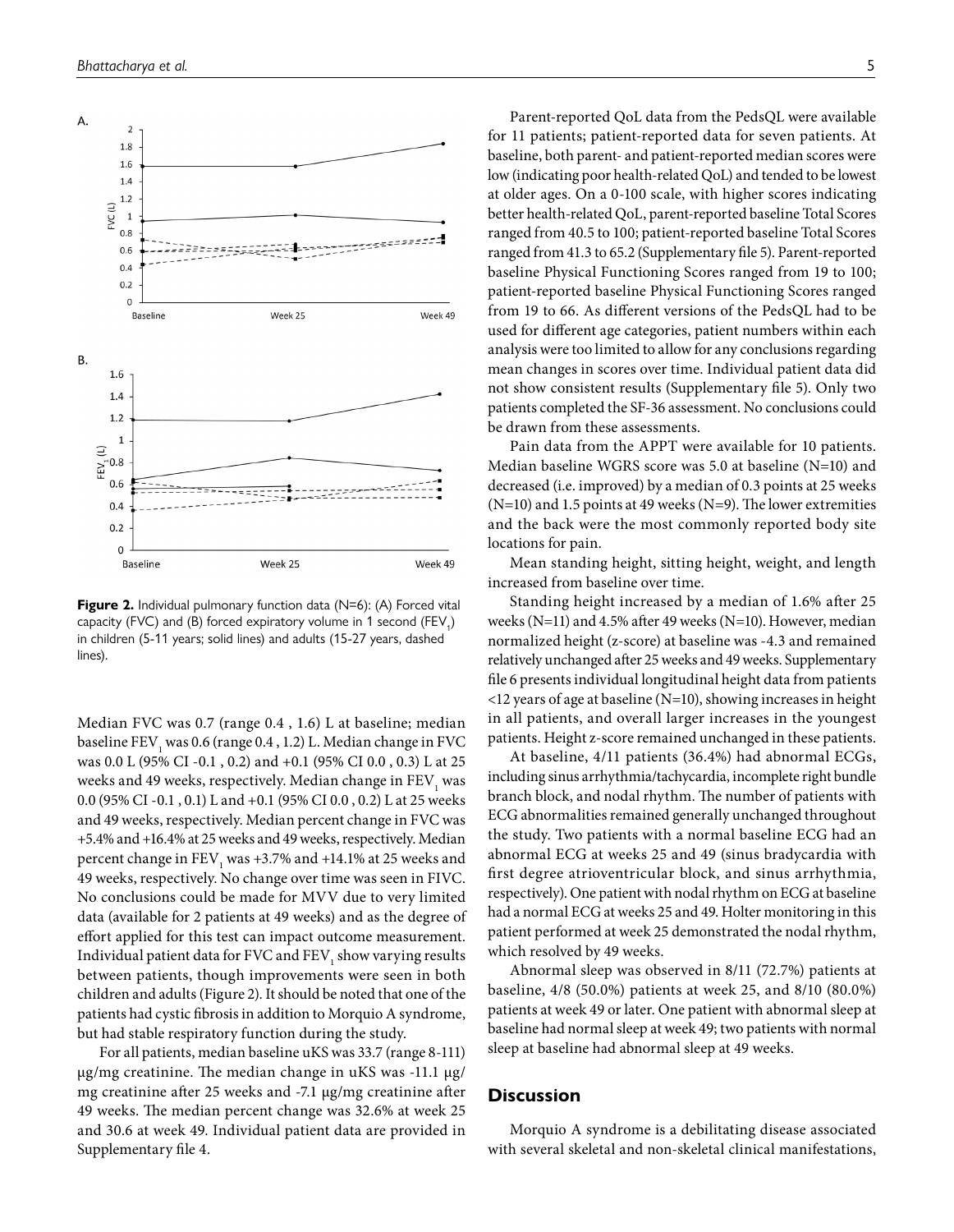Figure 2. Individual pulmonary function data (N=6): (A) Forced vital capacity (FVC) and (B) forced expiratory volume in 1 second ($FEV_1$) in children (5-11 years; solid lines) and adults (15-27 years, dashed lines).

Median FVC was 0.7 (range 0.4 , 1.6) L at baseline; median baseline $FEV_1$ was 0.6 (range 0.4 , 1.2) L. Median change in FVC was 0.0 L (95% CI -0.1 , 0.2) and +0.1 (95% CI 0.0 , 0.3) L at 25 weeks and 49 weeks, respectively. Median change in $FEV_1$ was 0.0 (95% CI -0.1 , 0.1) L and +0.1 (95% CI 0.0 , 0.2) L at 25 weeks and 49 weeks, respectively. Median percent change in FVC was +5.4% and +16.4% at 25 weeks and 49 weeks, respectively. Median percent change in $FEV_1$ was +3.7% and +14.1% at 25 weeks and 49 weeks, respectively. No change over time was seen in FIVC. No conclusions could be made for MVV due to very limited data (available for 2 patients at 49 weeks) and as the degree of effort applied for this test can impact outcome measurement. Individual patient data for FVC and $FEV_1$ show varying results between patients, though improvements were seen in both children and adults (Figure 2). It should be noted that one of the patients had cystic fibrosis in addition to Morquio A syndrome, but had stable respiratory function during the study.

For all patients, median baseline uKS was 33.7 (range 8-111) µg/mg creatinine. The median change in uKS was -11.1 µg/mg creatinine after 25 weeks and -7.1 µg/mg creatinine after 49 weeks. The median percent change was 32.6% at week 25 and 30.6 at week 49. Individual patient data are provided in Supplementary file 4.

Parent-reported QoL data from the PedsQL were available for 11 patients; patient-reported data for seven patients. At baseline, both parent- and patient-reported median scores were low (indicating poor health-related QoL) and tended to be lowest at older ages. On a 0-100 scale, with higher scores indicating better health-related QoL, parent-reported baseline Total Scores ranged from 40.5 to 100; patient-reported baseline Total Scores ranged from 41.3 to 65.2 (Supplementary file 5). Parent-reported baseline Physical Functioning Scores ranged from 19 to 100; patient-reported baseline Physical Functioning Scores ranged from 19 to 66. As different versions of the PedsQL had to be used for different age categories, patient numbers within each analysis were too limited to allow for any conclusions regarding mean changes in scores over time. Individual patient data did not show consistent results (Supplementary file 5). Only two patients completed the SF-36 assessment. No conclusions could be drawn from these assessments.

Pain data from the APPT were available for 10 patients. Median baseline WGRS score was 5.0 at baseline (N=10) and decreased (i.e. improved) by a median of 0.3 points at 25 weeks (N=10) and 1.5 points at 49 weeks (N=9). The lower extremities and the back were the most commonly reported body site locations for pain.

Mean standing height, sitting height, weight, and length increased from baseline over time.

Standing height increased by a median of 1.6% after 25 weeks (N=11) and 4.5% after 49 weeks (N=10). However, median normalized height (z-score) at baseline was -4.3 and remained relatively unchanged after 25 weeks and 49 weeks. Supplementary file 6 presents individual longitudinal height data from patients <12 years of age at baseline (N=10), showing increases in height in all patients, and overall larger increases in the youngest patients. Height z-score remained unchanged in these patients.

At baseline, 4/11 patients (36.4%) had abnormal ECGs, including sinus arrhythmia/tachycardia, incomplete right bundle branch block, and nodal rhythm. The number of patients with ECG abnormalities remained generally unchanged throughout the study. Two patients with a normal baseline ECG had an abnormal ECG at weeks 25 and 49 (sinus bradycardia with first degree atrioventricular block, and sinus arrhythmia, respectively). One patient with nodal rhythm on ECG at baseline had a normal ECG at weeks 25 and 49. Holter monitoring in this patient performed at week 25 demonstrated the nodal rhythm, which resolved by 49 weeks.

Abnormal sleep was observed in 8/11 (72.7%) patients at baseline, 4/8 (50.0%) patients at week 25, and 8/10 (80.0%) patients at week 49 or later. One patient with abnormal sleep at baseline had normal sleep at week 49; two patients with normal sleep at baseline had abnormal sleep at 49 weeks.

## Discussion

Morquio A syndrome is a debilitating disease associated with several skeletal and non-skeletal clinical manifestations,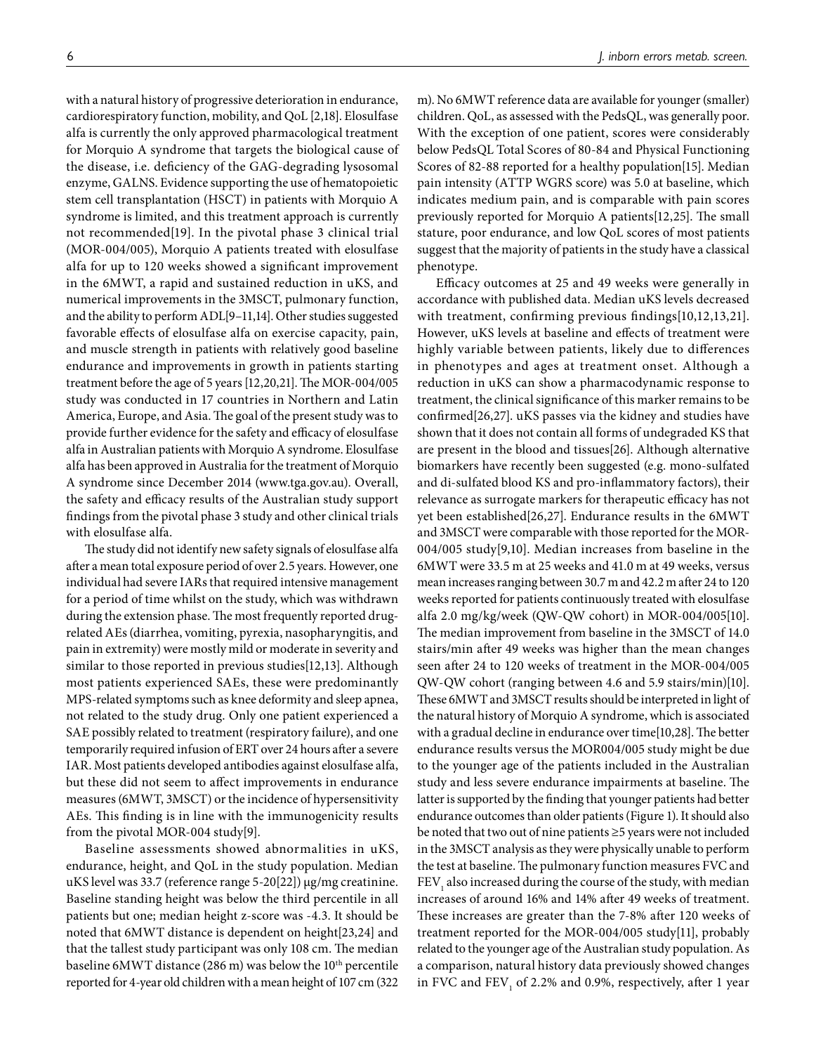with a natural history of progressive deterioration in endurance, cardiorespiratory function, mobility, and QoL [2,18]. Elosulfase alfa is currently the only approved pharmacological treatment for Morquio A syndrome that targets the biological cause of the disease, i.e. deficiency of the GAG-degrading lysosomal enzyme, GALNS. Evidence supporting the use of hematopoietic stem cell transplantation (HSCT) in patients with Morquio A syndrome is limited, and this treatment approach is currently not recommended[19]. In the pivotal phase 3 clinical trial (MOR-004/005), Morquio A patients treated with elosulfase alfa for up to 120 weeks showed a significant improvement in the 6MWT, a rapid and sustained reduction in uKS, and numerical improvements in the 3MSCT, pulmonary function, and the ability to perform ADL[9–11,14]. Other studies suggested favorable effects of elosulfase alfa on exercise capacity, pain, and muscle strength in patients with relatively good baseline endurance and improvements in growth in patients starting treatment before the age of 5 years [12,20,21]. The MOR-004/005 study was conducted in 17 countries in Northern and Latin America, Europe, and Asia. The goal of the present study was to provide further evidence for the safety and efficacy of elosulfase alfa in Australian patients with Morquio A syndrome. Elosulfase alfa has been approved in Australia for the treatment of Morquio A syndrome since December 2014 (www.tga.gov.au). Overall, the safety and efficacy results of the Australian study support findings from the pivotal phase 3 study and other clinical trials with elosulfase alfa.

The study did not identify new safety signals of elosulfase alfa after a mean total exposure period of over 2.5 years. However, one individual had severe IARs that required intensive management for a period of time whilst on the study, which was withdrawn during the extension phase. The most frequently reported drug-related AEs (diarrhea, vomiting, pyrexia, nasopharyngitis, and pain in extremity) were mostly mild or moderate in severity and similar to those reported in previous studies[12,13]. Although most patients experienced SAEs, these were predominantly MPS-related symptoms such as knee deformity and sleep apnea, not related to the study drug. Only one patient experienced a SAE possibly related to treatment (respiratory failure), and one temporarily required infusion of ERT over 24 hours after a severe IAR. Most patients developed antibodies against elosulfase alfa, but these did not seem to affect improvements in endurance measures (6MWT, 3MSCT) or the incidence of hypersensitivity AEs. This finding is in line with the immunogenicity results from the pivotal MOR-004 study[9].

Baseline assessments showed abnormalities in uKS, endurance, height, and QoL in the study population. Median uKS level was 33.7 (reference range 5-20[22]) μg/mg creatinine. Baseline standing height was below the third percentile in all patients but one; median height z-score was -4.3. It should be noted that 6MWT distance is dependent on height[23,24] and that the tallest study participant was only 108 cm. The median baseline 6MWT distance (286 m) was below the 10th percentile reported for 4-year old children with a mean height of 107 cm (322 m). No 6MWT reference data are available for younger (smaller) children. QoL, as assessed with the PedsQL, was generally poor. With the exception of one patient, scores were considerably below PedsQL Total Scores of 80-84 and Physical Functioning Scores of 82-88 reported for a healthy population[15]. Median pain intensity (ATTP WGRS score) was 5.0 at baseline, which indicates medium pain, and is comparable with pain scores previously reported for Morquio A patients[12,25]. The small stature, poor endurance, and low QoL scores of most patients suggest that the majority of patients in the study have a classical phenotype.

Efficacy outcomes at 25 and 49 weeks were generally in accordance with published data. Median uKS levels decreased with treatment, confirming previous findings[10,12,13,21]. However, uKS levels at baseline and effects of treatment were highly variable between patients, likely due to differences in phenotypes and ages at treatment onset. Although a reduction in uKS can show a pharmacodynamic response to treatment, the clinical significance of this marker remains to be confirmed[26,27]. uKS passes via the kidney and studies have shown that it does not contain all forms of undegraded KS that are present in the blood and tissues[26]. Although alternative biomarkers have recently been suggested (e.g. mono-sulfated and di-sulfated blood KS and pro-inflammatory factors), their relevance as surrogate markers for therapeutic efficacy has not yet been established[26,27]. Endurance results in the 6MWT and 3MSCT were comparable with those reported for the MOR-004/005 study[9,10]. Median increases from baseline in the 6MWT were 33.5 m at 25 weeks and 41.0 m at 49 weeks, versus mean increases ranging between 30.7 m and 42.2 m after 24 to 120 weeks reported for patients continuously treated with elosulfase alfa 2.0 mg/kg/week (QW-QW cohort) in MOR-004/005[10]. The median improvement from baseline in the 3MSCT of 14.0 stairs/min after 49 weeks was higher than the mean changes seen after 24 to 120 weeks of treatment in the MOR-004/005 QW-QW cohort (ranging between 4.6 and 5.9 stairs/min)[10]. These 6MWT and 3MSCT results should be interpreted in light of the natural history of Morquio A syndrome, which is associated with a gradual decline in endurance over time[10,28]. The better endurance results versus the MOR004/005 study might be due to the younger age of the patients included in the Australian study and less severe endurance impairments at baseline. The latter is supported by the finding that younger patients had better endurance outcomes than older patients (Figure 1). It should also be noted that two out of nine patients ≥5 years were not included in the 3MSCT analysis as they were physically unable to perform the test at baseline. The pulmonary function measures FVC and $FEV_1$ also increased during the course of the study, with median increases of around 16% and 14% after 49 weeks of treatment. These increases are greater than the 7-8% after 120 weeks of treatment reported for the MOR-004/005 study[11], probably related to the younger age of the Australian study population. As a comparison, natural history data previously showed changes in FVC and $FEV_1$ of 2.2% and 0.9%, respectively, after 1 year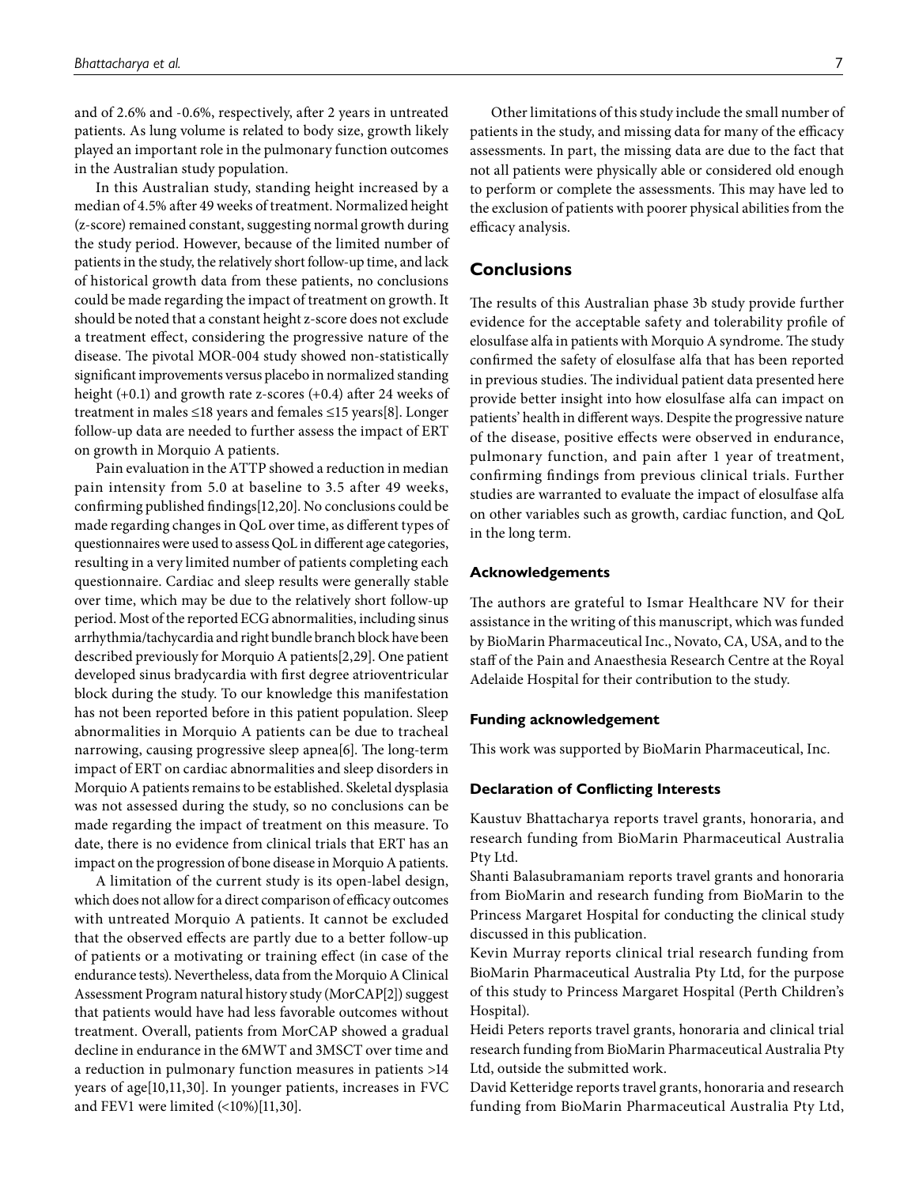and of 2.6% and -0.6%, respectively, after 2 years in untreated patients. As lung volume is related to body size, growth likely played an important role in the pulmonary function outcomes in the Australian study population.

In this Australian study, standing height increased by a median of 4.5% after 49 weeks of treatment. Normalized height (z-score) remained constant, suggesting normal growth during the study period. However, because of the limited number of patients in the study, the relatively short follow-up time, and lack of historical growth data from these patients, no conclusions could be made regarding the impact of treatment on growth. It should be noted that a constant height z-score does not exclude a treatment effect, considering the progressive nature of the disease. The pivotal MOR-004 study showed non-statistically significant improvements versus placebo in normalized standing height (+0.1) and growth rate z-scores (+0.4) after 24 weeks of treatment in males ≤18 years and females ≤15 years[8]. Longer follow-up data are needed to further assess the impact of ERT on growth in Morquio A patients.

Pain evaluation in the ATTP showed a reduction in median pain intensity from 5.0 at baseline to 3.5 after 49 weeks, confirming published findings[12,20]. No conclusions could be made regarding changes in QoL over time, as different types of questionnaires were used to assess QoL in different age categories, resulting in a very limited number of patients completing each questionnaire. Cardiac and sleep results were generally stable over time, which may be due to the relatively short follow-up period. Most of the reported ECG abnormalities, including sinus arrhythmia/tachycardia and right bundle branch block have been described previously for Morquio A patients[2,29]. One patient developed sinus bradycardia with first degree atrioventricular block during the study. To our knowledge this manifestation has not been reported before in this patient population. Sleep abnormalities in Morquio A patients can be due to tracheal narrowing, causing progressive sleep apnea[6]. The long-term impact of ERT on cardiac abnormalities and sleep disorders in Morquio A patients remains to be established. Skeletal dysplasia was not assessed during the study, so no conclusions can be made regarding the impact of treatment on this measure. To date, there is no evidence from clinical trials that ERT has an impact on the progression of bone disease in Morquio A patients.

A limitation of the current study is its open-label design, which does not allow for a direct comparison of efficacy outcomes with untreated Morquio A patients. It cannot be excluded that the observed effects are partly due to a better follow-up of patients or a motivating or training effect (in case of the endurance tests). Nevertheless, data from the Morquio A Clinical Assessment Program natural history study (MorCAP[2]) suggest that patients would have had less favorable outcomes without treatment. Overall, patients from MorCAP showed a gradual decline in endurance in the 6MWT and 3MSCT over time and a reduction in pulmonary function measures in patients >14 years of age[10,11,30]. In younger patients, increases in FVC and FEV1 were limited (<10%)[11,30].

Other limitations of this study include the small number of patients in the study, and missing data for many of the efficacy assessments. In part, the missing data are due to the fact that not all patients were physically able or considered old enough to perform or complete the assessments. This may have led to the exclusion of patients with poorer physical abilities from the efficacy analysis.

## Conclusions

The results of this Australian phase 3b study provide further evidence for the acceptable safety and tolerability profile of elosulfase alfa in patients with Morquio A syndrome. The study confirmed the safety of elosulfase alfa that has been reported in previous studies. The individual patient data presented here provide better insight into how elosulfase alfa can impact on patients' health in different ways. Despite the progressive nature of the disease, positive effects were observed in endurance, pulmonary function, and pain after 1 year of treatment, confirming findings from previous clinical trials. Further studies are warranted to evaluate the impact of elosulfase alfa on other variables such as growth, cardiac function, and QoL in the long term.

### Acknowledgements

The authors are grateful to Ismar Healthcare NV for their assistance in the writing of this manuscript, which was funded by BioMarin Pharmaceutical Inc., Novato, CA, USA, and to the staff of the Pain and Anaesthesia Research Centre at the Royal Adelaide Hospital for their contribution to the study.

### Funding acknowledgement

This work was supported by BioMarin Pharmaceutical, Inc.

### Declaration of Conflicting Interests

Kaustuv Bhattacharya reports travel grants, honoraria, and research funding from BioMarin Pharmaceutical Australia Pty Ltd.

Shanti Balasubramaniam reports travel grants and honoraria from BioMarin and research funding from BioMarin to the Princess Margaret Hospital for conducting the clinical study discussed in this publication.

Kevin Murray reports clinical trial research funding from BioMarin Pharmaceutical Australia Pty Ltd, for the purpose of this study to Princess Margaret Hospital (Perth Children's Hospital).

Heidi Peters reports travel grants, honoraria and clinical trial research funding from BioMarin Pharmaceutical Australia Pty Ltd, outside the submitted work.

David Ketteridge reports travel grants, honoraria and research funding from BioMarin Pharmaceutical Australia Pty Ltd,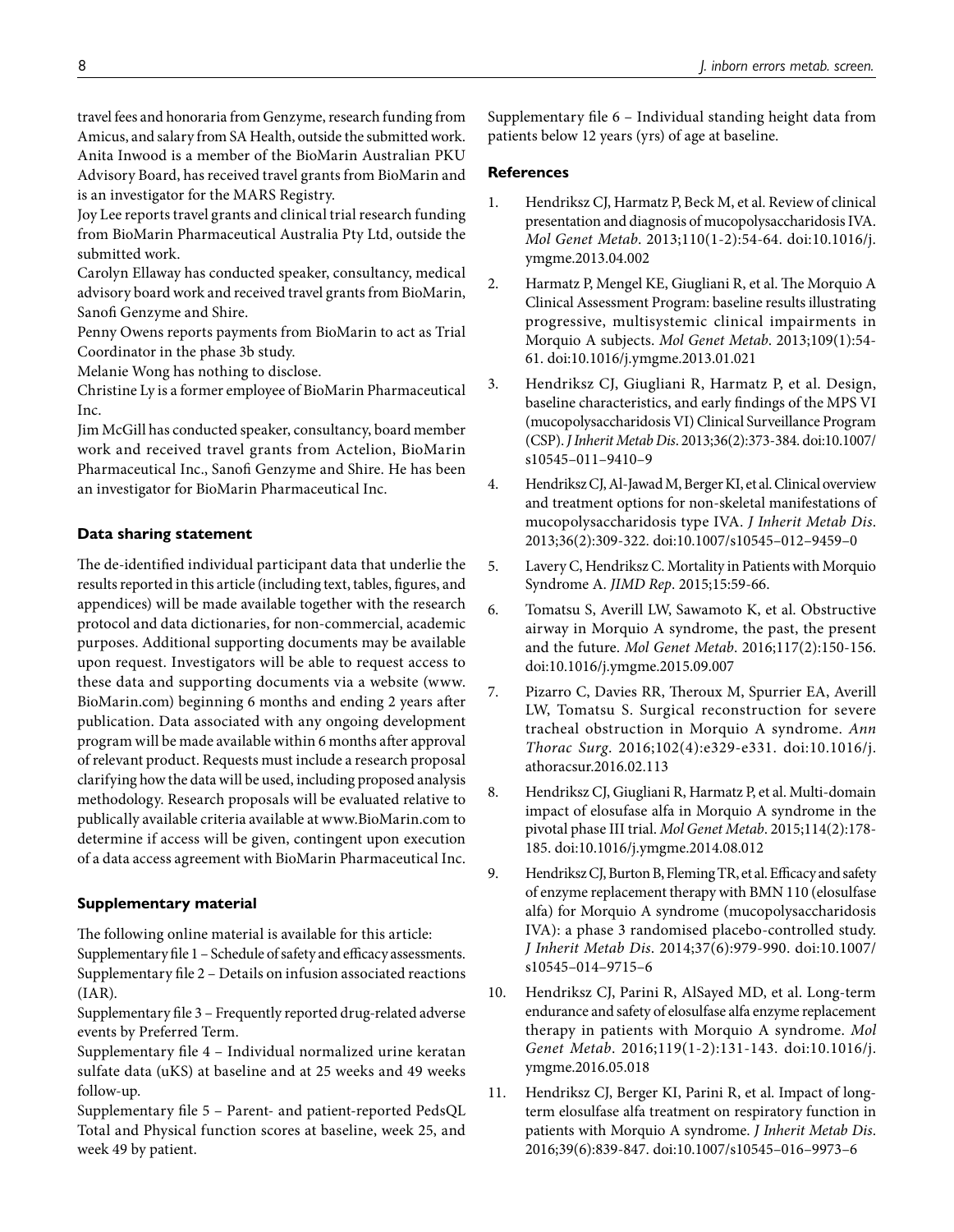travel fees and honoraria from Genzyme, research funding from Amicus, and salary from SA Health, outside the submitted work.
Anita Inwood is a member of the BioMarin Australian PKU Advisory Board, has received travel grants from BioMarin and is an investigator for the MARS Registry.
Joy Lee reports travel grants and clinical trial research funding from BioMarin Pharmaceutical Australia Pty Ltd, outside the submitted work.
Carolyn Ellaway has conducted speaker, consultancy, medical advisory board work and received travel grants from BioMarin, Sanofi Genzyme and Shire.
Penny Owens reports payments from BioMarin to act as Trial Coordinator in the phase 3b study.
Melanie Wong has nothing to disclose.
Christine Ly is a former employee of BioMarin Pharmaceutical Inc.
Jim McGill has conducted speaker, consultancy, board member work and received travel grants from Actelion, BioMarin Pharmaceutical Inc., Sanofi Genzyme and Shire. He has been an investigator for BioMarin Pharmaceutical Inc.

## Data sharing statement

The de-identified individual participant data that underlie the results reported in this article (including text, tables, figures, and appendices) will be made available together with the research protocol and data dictionaries, for non-commercial, academic purposes. Additional supporting documents may be available upon request. Investigators will be able to request access to these data and supporting documents via a website (www.BioMarin.com) beginning 6 months and ending 2 years after publication. Data associated with any ongoing development program will be made available within 6 months after approval of relevant product. Requests must include a research proposal clarifying how the data will be used, including proposed analysis methodology. Research proposals will be evaluated relative to publically available criteria available at www.BioMarin.com to determine if access will be given, contingent upon execution of a data access agreement with BioMarin Pharmaceutical Inc.

## Supplementary material

The following online material is available for this article:
Supplementary file 1 – Schedule of safety and efficacy assessments.
Supplementary file 2 – Details on infusion associated reactions (IAR).
Supplementary file 3 – Frequently reported drug-related adverse events by Preferred Term.
Supplementary file 4 – Individual normalized urine keratan sulfate data (uKS) at baseline and at 25 weeks and 49 weeks follow-up.
Supplementary file 5 – Parent- and patient-reported PedsQL Total and Physical function scores at baseline, week 25, and week 49 by patient.
Supplementary file 6 – Individual standing height data from patients below 12 years (yrs) of age at baseline.

## References

1. Hendriksz CJ, Harmatz P, Beck M, et al. Review of clinical presentation and diagnosis of mucopolysaccharidosis IVA. *Mol Genet Metab*. 2013;110(1-2):54-64. doi:10.1016/j.ymgme.2013.04.002
2. Harmatz P, Mengel KE, Giugliani R, et al. The Morquio A Clinical Assessment Program: baseline results illustrating progressive, multisystemic clinical impairments in Morquio A subjects. *Mol Genet Metab*. 2013;109(1):54-61. doi:10.1016/j.ymgme.2013.01.021
3. Hendriksz CJ, Giugliani R, Harmatz P, et al. Design, baseline characteristics, and early findings of the MPS VI (mucopolysaccharidosis VI) Clinical Surveillance Program (CSP). *J Inherit Metab Dis*. 2013;36(2):373-384. doi:10.1007/s10545–011–9410–9
4. Hendriksz CJ, Al-Jawad M, Berger KI, et al. Clinical overview and treatment options for non-skeletal manifestations of mucopolysaccharidosis type IVA. *J Inherit Metab Dis*. 2013;36(2):309-322. doi:10.1007/s10545–012–9459–0
5. Lavery C, Hendriksz C. Mortality in Patients with Morquio Syndrome A. *JIMD Rep*. 2015;15:59-66.
6. Tomatsu S, Averill LW, Sawamoto K, et al. Obstructive airway in Morquio A syndrome, the past, the present and the future. *Mol Genet Metab*. 2016;117(2):150-156. doi:10.1016/j.ymgme.2015.09.007
7. Pizarro C, Davies RR, Theroux M, Spurrier EA, Averill LW, Tomatsu S. Surgical reconstruction for severe tracheal obstruction in Morquio A syndrome. *Ann Thorac Surg*. 2016;102(4):e329-e331. doi:10.1016/j.athoracsur.2016.02.113
8. Hendriksz CJ, Giugliani R, Harmatz P, et al. Multi-domain impact of elosufase alfa in Morquio A syndrome in the pivotal phase III trial. *Mol Genet Metab*. 2015;114(2):178-185. doi:10.1016/j.ymgme.2014.08.012
9. Hendriksz CJ, Burton B, Fleming TR, et al. Efficacy and safety of enzyme replacement therapy with BMN 110 (elosulfase alfa) for Morquio A syndrome (mucopolysaccharidosis IVA): a phase 3 randomised placebo-controlled study. *J Inherit Metab Dis*. 2014;37(6):979-990. doi:10.1007/s10545–014–9715–6
10. Hendriksz CJ, Parini R, AlSayed MD, et al. Long-term endurance and safety of elosulfase alfa enzyme replacement therapy in patients with Morquio A syndrome. *Mol Genet Metab*. 2016;119(1-2):131-143. doi:10.1016/j.ymgme.2016.05.018
11. Hendriksz CJ, Berger KI, Parini R, et al. Impact of long-term elosulfase alfa treatment on respiratory function in patients with Morquio A syndrome. *J Inherit Metab Dis*. 2016;39(6):839-847. doi:10.1007/s10545–016–9973–6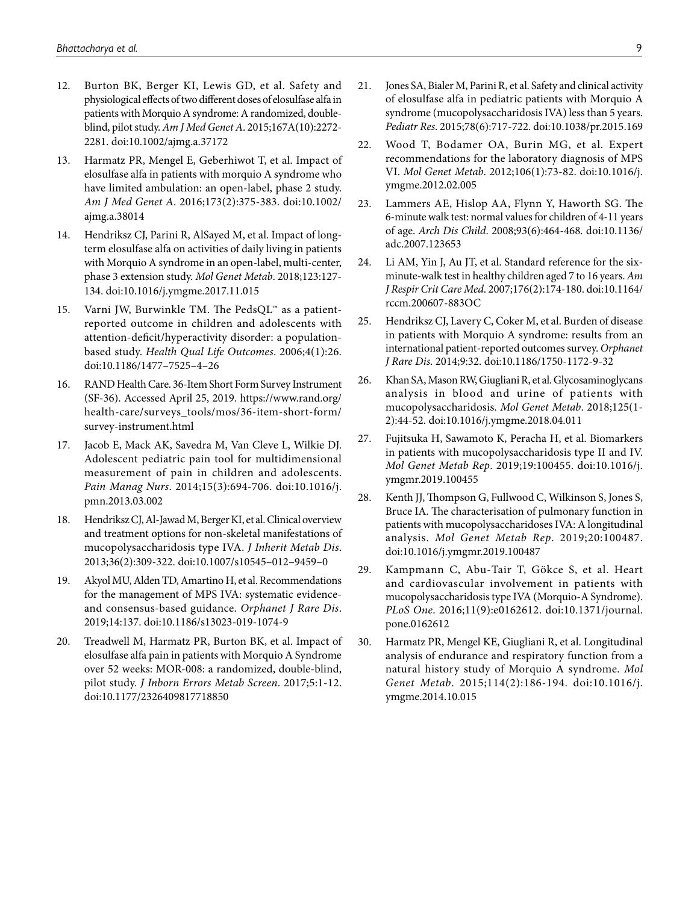12. Burton BK, Berger KI, Lewis GD, et al. Safety and physiological effects of two different doses of elosulfase alfa in patients with Morquio A syndrome: A randomized, double-blind, pilot study. *Am J Med Genet A*. 2015;167A(10):2272-2281. doi:10.1002/ajmg.a.37172
13. Harmatz PR, Mengel E, Geberhiwot T, et al. Impact of elosulfase alfa in patients with morquio A syndrome who have limited ambulation: an open-label, phase 2 study. *Am J Med Genet A*. 2016;173(2):375-383. doi:10.1002/ajmg.a.38014
14. Hendriksz CJ, Parini R, AlSayed M, et al. Impact of long-term elosulfase alfa on activities of daily living in patients with Morquio A syndrome in an open-label, multi-center, phase 3 extension study. *Mol Genet Metab*. 2018;123:127-134. doi:10.1016/j.ymgme.2017.11.015
15. Varni JW, Burwinkle TM. The PedsQL™ as a patient-reported outcome in children and adolescents with attention-deficit/hyperactivity disorder: a population-based study. *Health Qual Life Outcomes*. 2006;4(1):26. doi:10.1186/1477–7525–4–26
16. RAND Health Care. 36-Item Short Form Survey Instrument (SF-36). Accessed April 25, 2019. https://www.rand.org/health-care/surveys_tools/mos/36-item-short-form/survey-instrument.html
17. Jacob E, Mack AK, Savedra M, Van Cleve L, Wilkie DJ. Adolescent pediatric pain tool for multidimensional measurement of pain in children and adolescents. *Pain Manag Nurs*. 2014;15(3):694-706. doi:10.1016/j.pmn.2013.03.002
18. Hendriksz CJ, Al-Jawad M, Berger KI, et al. Clinical overview and treatment options for non-skeletal manifestations of mucopolysaccharidosis type IVA. *J Inherit Metab Dis*. 2013;36(2):309-322. doi:10.1007/s10545–012–9459–0
19. Akyol MU, Alden TD, Amartino H, et al. Recommendations for the management of MPS IVA: systematic evidence- and consensus-based guidance. *Orphanet J Rare Dis*. 2019;14:137. doi:10.1186/s13023-019-1074-9
20. Treadwell M, Harmatz PR, Burton BK, et al. Impact of elosulfase alfa pain in patients with Morquio A Syndrome over 52 weeks: MOR-008: a randomized, double-blind, pilot study. *J Inborn Errors Metab Screen*. 2017;5:1-12. doi:10.1177/2326409817718850
21. Jones SA, Bialer M, Parini R, et al. Safety and clinical activity of elosulfase alfa in pediatric patients with Morquio A syndrome (mucopolysaccharidosis IVA) less than 5 years. *Pediatr Res*. 2015;78(6):717-722. doi:10.1038/pr.2015.169
22. Wood T, Bodamer OA, Burin MG, et al. Expert recommendations for the laboratory diagnosis of MPS VI. *Mol Genet Metab*. 2012;106(1):73-82. doi:10.1016/j.ymgme.2012.02.005
23. Lammers AE, Hislop AA, Flynn Y, Haworth SG. The 6-minute walk test: normal values for children of 4-11 years of age. *Arch Dis Child*. 2008;93(6):464-468. doi:10.1136/adc.2007.123653
24. Li AM, Yin J, Au JT, et al. Standard reference for the six-minute-walk test in healthy children aged 7 to 16 years. *Am J Respir Crit Care Med*. 2007;176(2):174-180. doi:10.1164/rccm.200607-883OC
25. Hendriksz CJ, Lavery C, Coker M, et al. Burden of disease in patients with Morquio A syndrome: results from an international patient-reported outcomes survey. *Orphanet J Rare Dis*. 2014;9:32. doi:10.1186/1750-1172-9-32
26. Khan SA, Mason RW, Giugliani R, et al. Glycosaminoglycans analysis in blood and urine of patients with mucopolysaccharidosis. *Mol Genet Metab*. 2018;125(1-2):44-52. doi:10.1016/j.ymgme.2018.04.011
27. Fujitsuka H, Sawamoto K, Peracha H, et al. Biomarkers in patients with mucopolysaccharidosis type II and IV. *Mol Genet Metab Rep*. 2019;19:100455. doi:10.1016/j.ymgmr.2019.100455
28. Kenth JJ, Thompson G, Fullwood C, Wilkinson S, Jones S, Bruce IA. The characterisation of pulmonary function in patients with mucopolysaccharidoses IVA: A longitudinal analysis. *Mol Genet Metab Rep*. 2019;20:100487. doi:10.1016/j.ymgmr.2019.100487
29. Kampmann C, Abu-Tair T, Gökce S, et al. Heart and cardiovascular involvement in patients with mucopolysaccharidosis type IVA (Morquio-A Syndrome). *PLoS One*. 2016;11(9):e0162612. doi:10.1371/journal.pone.0162612
30. Harmatz PR, Mengel KE, Giugliani R, et al. Longitudinal analysis of endurance and respiratory function from a natural history study of Morquio A syndrome. *Mol Genet Metab*. 2015;114(2):186-194. doi:10.1016/j.ymgme.2014.10.015